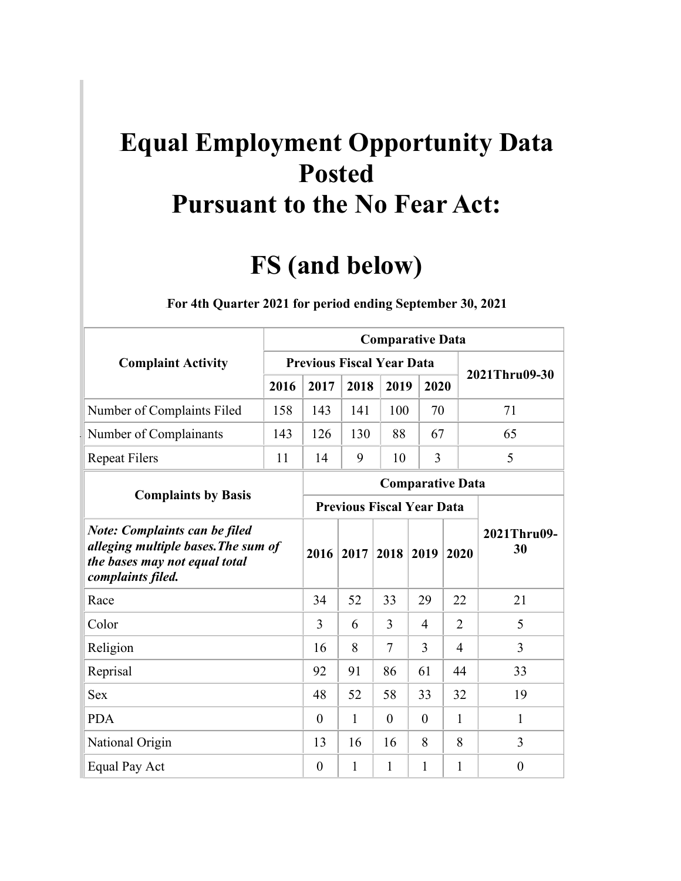# Equal Employment Opportunity Data Posted Pursuant to the No Fear Act:

# FS (and below)

**For 4th Quarter 2021 for period ending September 30, 2021**

| Complaint Activity | Comparative Data | | | | | |
|---|---|---|---|---|---|---|
| | Previous Fiscal Year Data | | | | | 2021Thru09-30 |
| | 2016 | 2017 | 2018 | 2019 | 2020 | |
| Number of Complaints Filed | 158 | 143 | 141 | 100 | 70 | 71 |
| Number of Complainants | 143 | 126 | 130 | 88 | 67 | 65 |
| Repeat Filers | 11 | 14 | 9 | 10 | 3 | 5 |

| Complaints by Basis | Comparative Data | | | | | |
|---|---|---|---|---|---|---|
| | Previous Fiscal Year Data | | | | | 2021Thru09-30 |
| ***Note: Complaints can be filed alleging multiple bases.The sum of the bases may not equal total complaints filed.*** | 2016 | 2017 | 2018 | 2019 | 2020 | |
| Race | 34 | 52 | 33 | 29 | 22 | 21 |
| Color | 3 | 6 | 3 | 4 | 2 | 5 |
| Religion | 16 | 8 | 7 | 3 | 4 | 3 |
| Reprisal | 92 | 91 | 86 | 61 | 44 | 33 |
| Sex | 48 | 52 | 58 | 33 | 32 | 19 |
| PDA | 0 | 1 | 0 | 0 | 1 | 1 |
| National Origin | 13 | 16 | 16 | 8 | 8 | 3 |
| Equal Pay Act | 0 | 1 | 1 | 1 | 1 | 0 |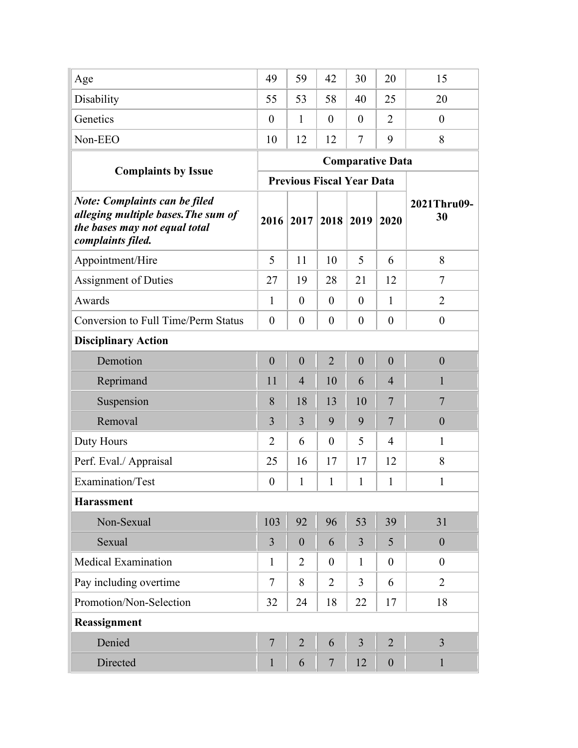| | | | | | | |
|---|---|---|---|---|---|---|
| Age | 49 | 59 | 42 | 30 | 20 | 15 |
| Disability | 55 | 53 | 58 | 40 | 25 | 20 |
| Genetics | 0 | 1 | 0 | 0 | 2 | 0 |
| Non-EEO | 10 | 12 | 12 | 7 | 9 | 8 |

| **Complaints by Issue** | **Comparative Data** | | | | | |
|---|---|---|---|---|---|---|
| | **Previous Fiscal Year Data** | | | | | |
| ***Note: Complaints can be filed alleging multiple bases.The sum of the bases may not equal total complaints filed.*** | **2016** | **2017** | **2018** | **2019** | **2020** | **2021Thru09-30** |
| Appointment/Hire | 5 | 11 | 10 | 5 | 6 | 8 |
| Assignment of Duties | 27 | 19 | 28 | 21 | 12 | 7 |
| Awards | 1 | 0 | 0 | 0 | 1 | 2 |
| Conversion to Full Time/Perm Status | 0 | 0 | 0 | 0 | 0 | 0 |
| **Disciplinary Action** | | | | | | |
| Demotion | 0 | 0 | 2 | 0 | 0 | 0 |
| Reprimand | 11 | 4 | 10 | 6 | 4 | 1 |
| Suspension | 8 | 18 | 13 | 10 | 7 | 7 |
| Removal | 3 | 3 | 9 | 9 | 7 | 0 |
| Duty Hours | 2 | 6 | 0 | 5 | 4 | 1 |
| Perf. Eval./ Appraisal | 25 | 16 | 17 | 17 | 12 | 8 |
| Examination/Test | 0 | 1 | 1 | 1 | 1 | 1 |
| **Harassment** | | | | | | |
| Non-Sexual | 103 | 92 | 96 | 53 | 39 | 31 |
| Sexual | 3 | 0 | 6 | 3 | 5 | 0 |
| Medical Examination | 1 | 2 | 0 | 1 | 0 | 0 |
| Pay including overtime | 7 | 8 | 2 | 3 | 6 | 2 |
| Promotion/Non-Selection | 32 | 24 | 18 | 22 | 17 | 18 |
| **Reassignment** | | | | | | |
| Denied | 7 | 2 | 6 | 3 | 2 | 3 |
| Directed | 1 | 6 | 7 | 12 | 0 | 1 |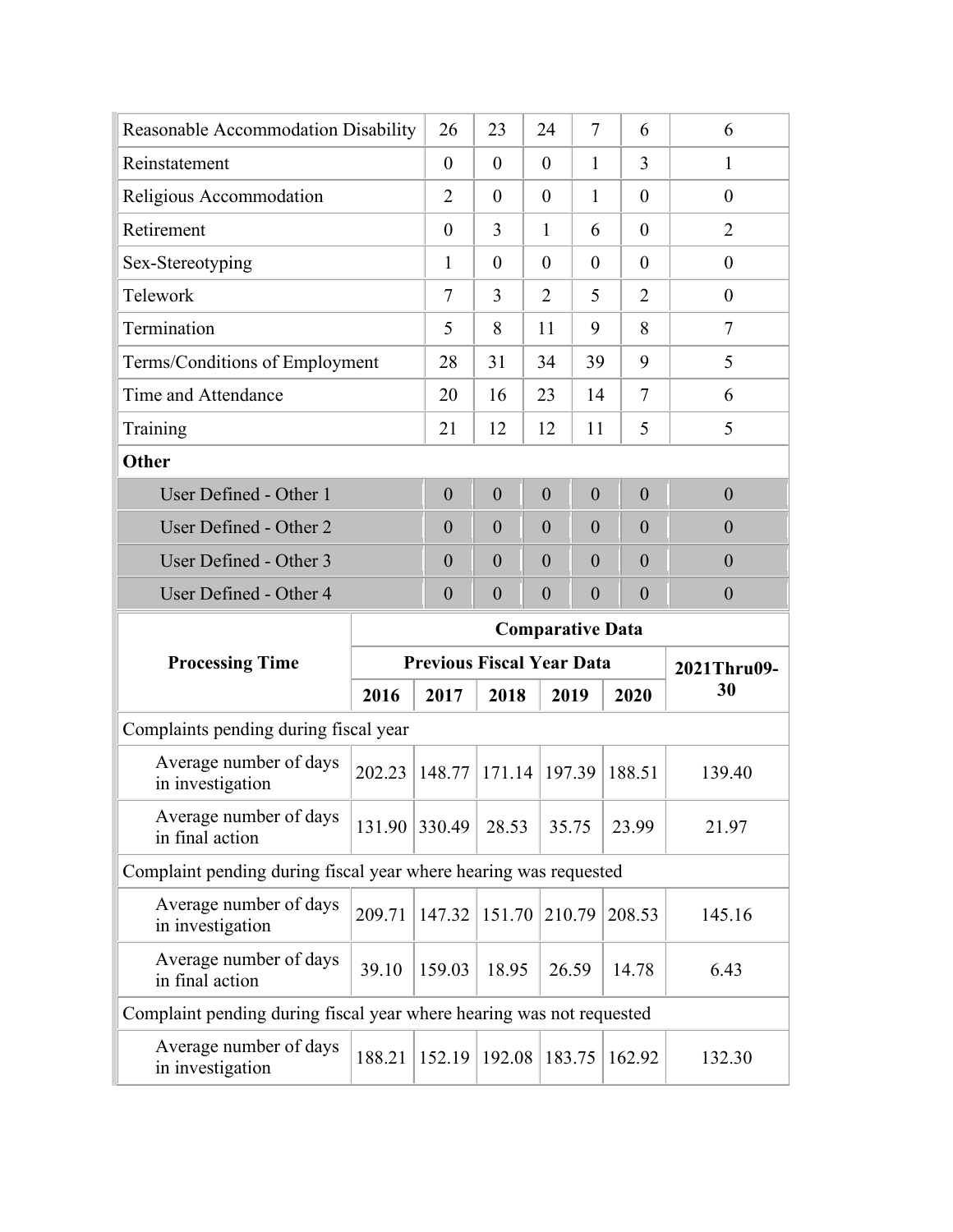| | | | | | | |
|---|---|---|---|---|---|---|
| Reasonable Accommodation Disability | 26 | 23 | 24 | 7 | 6 | 6 |
| Reinstatement | 0 | 0 | 0 | 1 | 3 | 1 |
| Religious Accommodation | 2 | 0 | 0 | 1 | 0 | 0 |
| Retirement | 0 | 3 | 1 | 6 | 0 | 2 |
| Sex-Stereotyping | 1 | 0 | 0 | 0 | 0 | 0 |
| Telework | 7 | 3 | 2 | 5 | 2 | 0 |
| Termination | 5 | 8 | 11 | 9 | 8 | 7 |
| Terms/Conditions of Employment | 28 | 31 | 34 | 39 | 9 | 5 |
| Time and Attendance | 20 | 16 | 23 | 14 | 7 | 6 |
| Training | 21 | 12 | 12 | 11 | 5 | 5 |
| **Other** | | | | | | |
| User Defined - Other 1 | 0 | 0 | 0 | 0 | 0 | 0 |
| User Defined - Other 2 | 0 | 0 | 0 | 0 | 0 | 0 |
| User Defined - Other 3 | 0 | 0 | 0 | 0 | 0 | 0 |
| User Defined - Other 4 | 0 | 0 | 0 | 0 | 0 | 0 |

| **Processing Time** | **Comparative Data** | | | | | |
|---|---|---|---|---|---|---|
| | **Previous Fiscal Year Data** | | | | | **2021Thru09-30** |
| | **2016** | **2017** | **2018** | **2019** | **2020** | |
| Complaints pending during fiscal year | | | | | | |
| Average number of days in investigation | 202.23 | 148.77 | 171.14 | 197.39 | 188.51 | 139.40 |
| Average number of days in final action | 131.90 | 330.49 | 28.53 | 35.75 | 23.99 | 21.97 |
| Complaint pending during fiscal year where hearing was requested | | | | | | |
| Average number of days in investigation | 209.71 | 147.32 | 151.70 | 210.79 | 208.53 | 145.16 |
| Average number of days in final action | 39.10 | 159.03 | 18.95 | 26.59 | 14.78 | 6.43 |
| Complaint pending during fiscal year where hearing was not requested | | | | | | |
| Average number of days in investigation | 188.21 | 152.19 | 192.08 | 183.75 | 162.92 | 132.30 |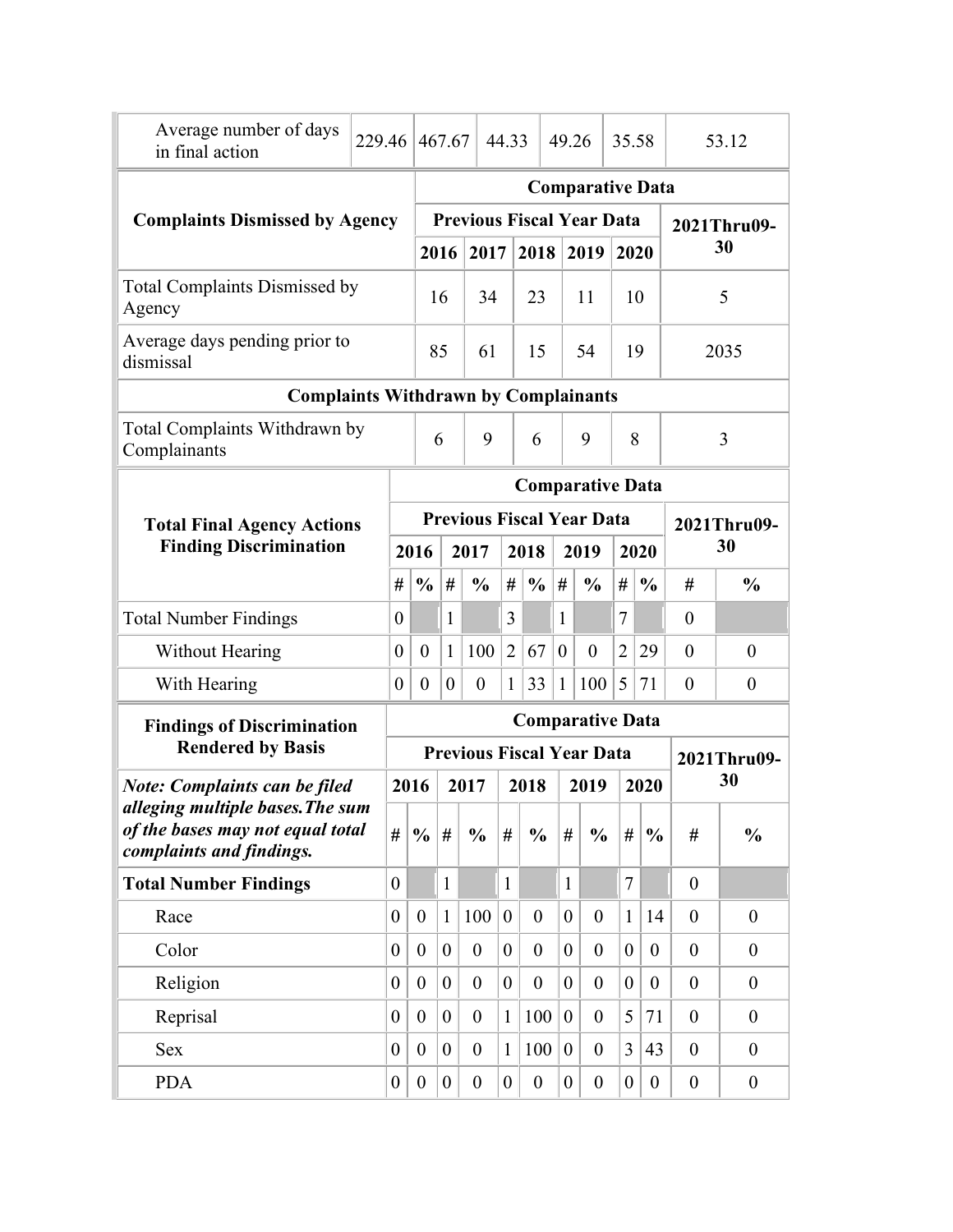| Average number of days in final action | 229.46 | 467.67 | 44.33 | 49.26 | 35.58 | 53.12 |
|---|---|---|---|---|---|---|

| Complaints Dismissed by Agency | Comparative Data | | | | | |
|---|---|---|---|---|---|---|
| | Previous Fiscal Year Data | | | | | 2021Thru09-30 |
| | 2016 | 2017 | 2018 | 2019 | 2020 | |
| Total Complaints Dismissed by Agency | 16 | 34 | 23 | 11 | 10 | 5 |
| Average days pending prior to dismissal | 85 | 61 | 15 | 54 | 19 | 2035 |
| **Complaints Withdrawn by Complainants** | | | | | | |
| Total Complaints Withdrawn by Complainants | 6 | 9 | 6 | 9 | 8 | 3 |

| Total Final Agency Actions Finding Discrimination | Comparative Data | | | | | | | | | | | |
|---|---|---|---|---|---|---|---|---|---|---|---|---|
| | Previous Fiscal Year Data | | | | | | | | | | 2021Thru09-30 | |
| | 2016 | | 2017 | | 2018 | | 2019 | | 2020 | | | |
| | # | % | # | % | # | % | # | % | # | % | # | % |
| Total Number Findings | 0 | | 1 | | 3 | | 1 | | 7 | | 0 | |
| Without Hearing | 0 | 0 | 1 | 100 | 2 | 67 | 0 | 0 | 2 | 29 | 0 | 0 |
| With Hearing | 0 | 0 | 0 | 0 | 1 | 33 | 1 | 100 | 5 | 71 | 0 | 0 |

| Findings of Discrimination Rendered by Basis | Comparative Data | | | | | | | | | | | |
|---|---|---|---|---|---|---|---|---|---|---|---|---|
| | Previous Fiscal Year Data | | | | | | | | | | 2021Thru09-30 | |
| *Note: Complaints can be filed alleging multiple bases.The sum of the bases may not equal total complaints and findings.* | 2016 | | 2017 | | 2018 | | 2019 | | 2020 | | | |
| | # | % | # | % | # | % | # | % | # | % | # | % |
| **Total Number Findings** | 0 | | 1 | | 1 | | 1 | | 7 | | 0 | |
| Race | 0 | 0 | 1 | 100 | 0 | 0 | 0 | 0 | 1 | 14 | 0 | 0 |
| Color | 0 | 0 | 0 | 0 | 0 | 0 | 0 | 0 | 0 | 0 | 0 | 0 |
| Religion | 0 | 0 | 0 | 0 | 0 | 0 | 0 | 0 | 0 | 0 | 0 | 0 |
| Reprisal | 0 | 0 | 0 | 0 | 1 | 100 | 0 | 0 | 5 | 71 | 0 | 0 |
| Sex | 0 | 0 | 0 | 0 | 1 | 100 | 0 | 0 | 3 | 43 | 0 | 0 |
| PDA | 0 | 0 | 0 | 0 | 0 | 0 | 0 | 0 | 0 | 0 | 0 | 0 |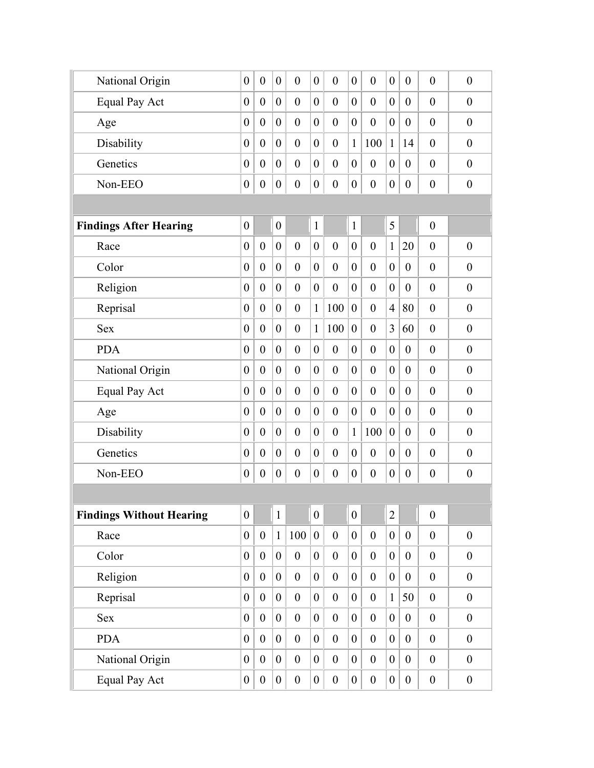| | | | | | | | | | | | | |
|---|---|---|---|---|---|---|---|---|---|---|---|---|
| National Origin | 0 | 0 | 0 | 0 | 0 | 0 | 0 | 0 | 0 | 0 | 0 | 0 |
| Equal Pay Act | 0 | 0 | 0 | 0 | 0 | 0 | 0 | 0 | 0 | 0 | 0 | 0 |
| Age | 0 | 0 | 0 | 0 | 0 | 0 | 0 | 0 | 0 | 0 | 0 | 0 |
| Disability | 0 | 0 | 0 | 0 | 0 | 0 | 1 | 100 | 1 | 14 | 0 | 0 |
| Genetics | 0 | 0 | 0 | 0 | 0 | 0 | 0 | 0 | 0 | 0 | 0 | 0 |
| Non-EEO | 0 | 0 | 0 | 0 | 0 | 0 | 0 | 0 | 0 | 0 | 0 | 0 |
| | | | | | | | | | | | | |
| **Findings After Hearing** | 0 | | 0 | | 1 | | 1 | | 5 | | 0 | |
| Race | 0 | 0 | 0 | 0 | 0 | 0 | 0 | 0 | 1 | 20 | 0 | 0 |
| Color | 0 | 0 | 0 | 0 | 0 | 0 | 0 | 0 | 0 | 0 | 0 | 0 |
| Religion | 0 | 0 | 0 | 0 | 0 | 0 | 0 | 0 | 0 | 0 | 0 | 0 |
| Reprisal | 0 | 0 | 0 | 0 | 1 | 100 | 0 | 0 | 4 | 80 | 0 | 0 |
| Sex | 0 | 0 | 0 | 0 | 1 | 100 | 0 | 0 | 3 | 60 | 0 | 0 |
| PDA | 0 | 0 | 0 | 0 | 0 | 0 | 0 | 0 | 0 | 0 | 0 | 0 |
| National Origin | 0 | 0 | 0 | 0 | 0 | 0 | 0 | 0 | 0 | 0 | 0 | 0 |
| Equal Pay Act | 0 | 0 | 0 | 0 | 0 | 0 | 0 | 0 | 0 | 0 | 0 | 0 |
| Age | 0 | 0 | 0 | 0 | 0 | 0 | 0 | 0 | 0 | 0 | 0 | 0 |
| Disability | 0 | 0 | 0 | 0 | 0 | 0 | 1 | 100 | 0 | 0 | 0 | 0 |
| Genetics | 0 | 0 | 0 | 0 | 0 | 0 | 0 | 0 | 0 | 0 | 0 | 0 |
| Non-EEO | 0 | 0 | 0 | 0 | 0 | 0 | 0 | 0 | 0 | 0 | 0 | 0 |
| | | | | | | | | | | | | |
| **Findings Without Hearing** | 0 | | 1 | | 0 | | 0 | | 2 | | 0 | |
| Race | 0 | 0 | 1 | 100 | 0 | 0 | 0 | 0 | 0 | 0 | 0 | 0 |
| Color | 0 | 0 | 0 | 0 | 0 | 0 | 0 | 0 | 0 | 0 | 0 | 0 |
| Religion | 0 | 0 | 0 | 0 | 0 | 0 | 0 | 0 | 0 | 0 | 0 | 0 |
| Reprisal | 0 | 0 | 0 | 0 | 0 | 0 | 0 | 0 | 1 | 50 | 0 | 0 |
| Sex | 0 | 0 | 0 | 0 | 0 | 0 | 0 | 0 | 0 | 0 | 0 | 0 |
| PDA | 0 | 0 | 0 | 0 | 0 | 0 | 0 | 0 | 0 | 0 | 0 | 0 |
| National Origin | 0 | 0 | 0 | 0 | 0 | 0 | 0 | 0 | 0 | 0 | 0 | 0 |
| Equal Pay Act | 0 | 0 | 0 | 0 | 0 | 0 | 0 | 0 | 0 | 0 | 0 | 0 |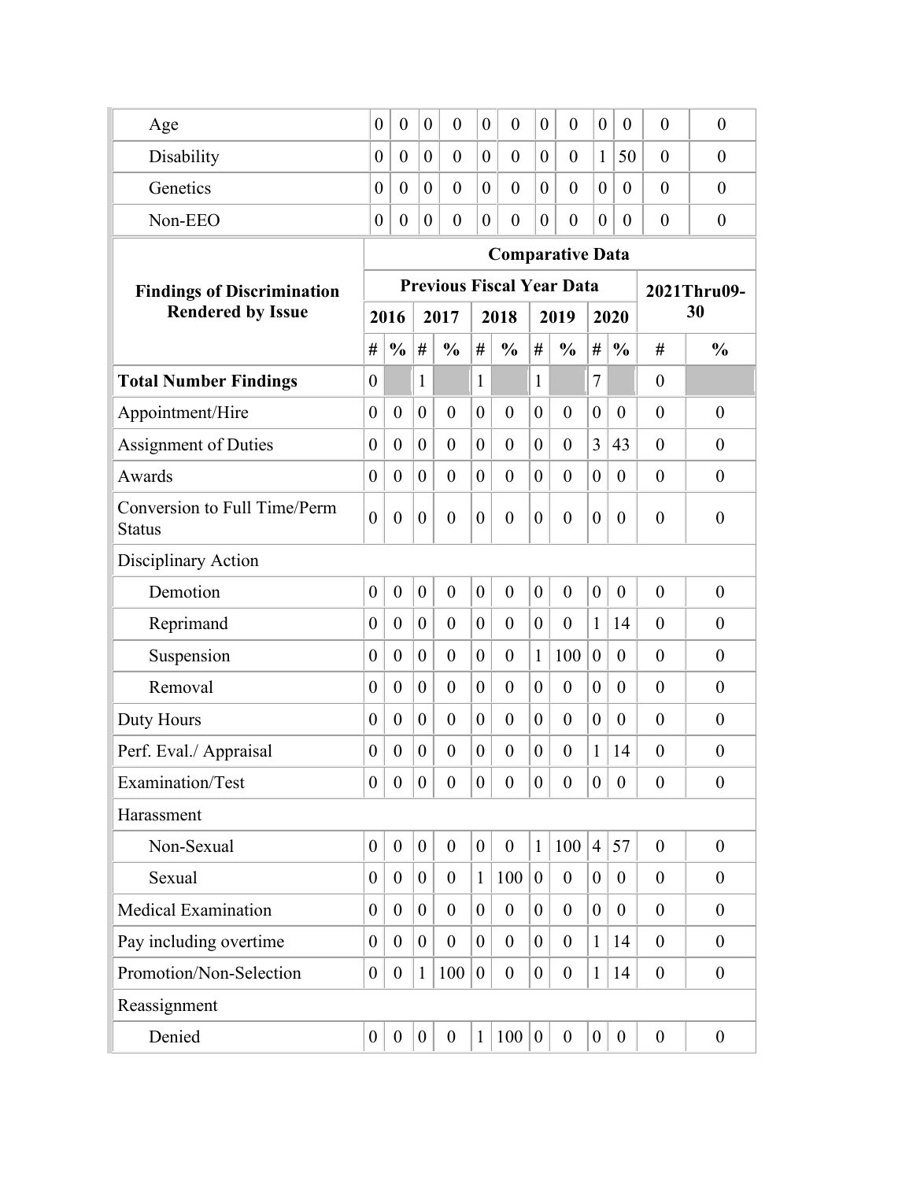| | | | | | | | | | | | | |
|---|---|---|---|---|---|---|---|---|---|---|---|---|
| Age | 0 | 0 | 0 | 0 | 0 | 0 | 0 | 0 | 0 | 0 | 0 | 0 |
| Disability | 0 | 0 | 0 | 0 | 0 | 0 | 0 | 0 | 1 | 50 | 0 | 0 |
| Genetics | 0 | 0 | 0 | 0 | 0 | 0 | 0 | 0 | 0 | 0 | 0 | 0 |
| Non-EEO | 0 | 0 | 0 | 0 | 0 | 0 | 0 | 0 | 0 | 0 | 0 | 0 |

| **Findings of Discrimination Rendered by Issue** | **Comparative Data** | | | | | | | | | | | |
|---|---|---|---|---|---|---|---|---|---|---|---|---|
| | **Previous Fiscal Year Data** | | | | | | | | | | **2021Thru09-30** | |
| | **2016** | | **2017** | | **2018** | | **2019** | | **2020** | | | |
| | **#** | **%** | **#** | **%** | **#** | **%** | **#** | **%** | **#** | **%** | **#** | **%** |
| **Total Number Findings** | 0 | | 1 | | 1 | | 1 | | 7 | | 0 | |
| Appointment/Hire | 0 | 0 | 0 | 0 | 0 | 0 | 0 | 0 | 0 | 0 | 0 | 0 |
| Assignment of Duties | 0 | 0 | 0 | 0 | 0 | 0 | 0 | 0 | 3 | 43 | 0 | 0 |
| Awards | 0 | 0 | 0 | 0 | 0 | 0 | 0 | 0 | 0 | 0 | 0 | 0 |
| Conversion to Full Time/Perm Status | 0 | 0 | 0 | 0 | 0 | 0 | 0 | 0 | 0 | 0 | 0 | 0 |
| Disciplinary Action | | | | | | | | | | | | |
| Demotion | 0 | 0 | 0 | 0 | 0 | 0 | 0 | 0 | 0 | 0 | 0 | 0 |
| Reprimand | 0 | 0 | 0 | 0 | 0 | 0 | 0 | 0 | 1 | 14 | 0 | 0 |
| Suspension | 0 | 0 | 0 | 0 | 0 | 0 | 1 | 100 | 0 | 0 | 0 | 0 |
| Removal | 0 | 0 | 0 | 0 | 0 | 0 | 0 | 0 | 0 | 0 | 0 | 0 |
| Duty Hours | 0 | 0 | 0 | 0 | 0 | 0 | 0 | 0 | 0 | 0 | 0 | 0 |
| Perf. Eval./ Appraisal | 0 | 0 | 0 | 0 | 0 | 0 | 0 | 0 | 1 | 14 | 0 | 0 |
| Examination/Test | 0 | 0 | 0 | 0 | 0 | 0 | 0 | 0 | 0 | 0 | 0 | 0 |
| Harassment | | | | | | | | | | | | |
| Non-Sexual | 0 | 0 | 0 | 0 | 0 | 0 | 1 | 100 | 4 | 57 | 0 | 0 |
| Sexual | 0 | 0 | 0 | 0 | 1 | 100 | 0 | 0 | 0 | 0 | 0 | 0 |
| Medical Examination | 0 | 0 | 0 | 0 | 0 | 0 | 0 | 0 | 0 | 0 | 0 | 0 |
| Pay including overtime | 0 | 0 | 0 | 0 | 0 | 0 | 0 | 0 | 1 | 14 | 0 | 0 |
| Promotion/Non-Selection | 0 | 0 | 1 | 100 | 0 | 0 | 0 | 0 | 1 | 14 | 0 | 0 |
| Reassignment | | | | | | | | | | | | |
| Denied | 0 | 0 | 0 | 0 | 1 | 100 | 0 | 0 | 0 | 0 | 0 | 0 |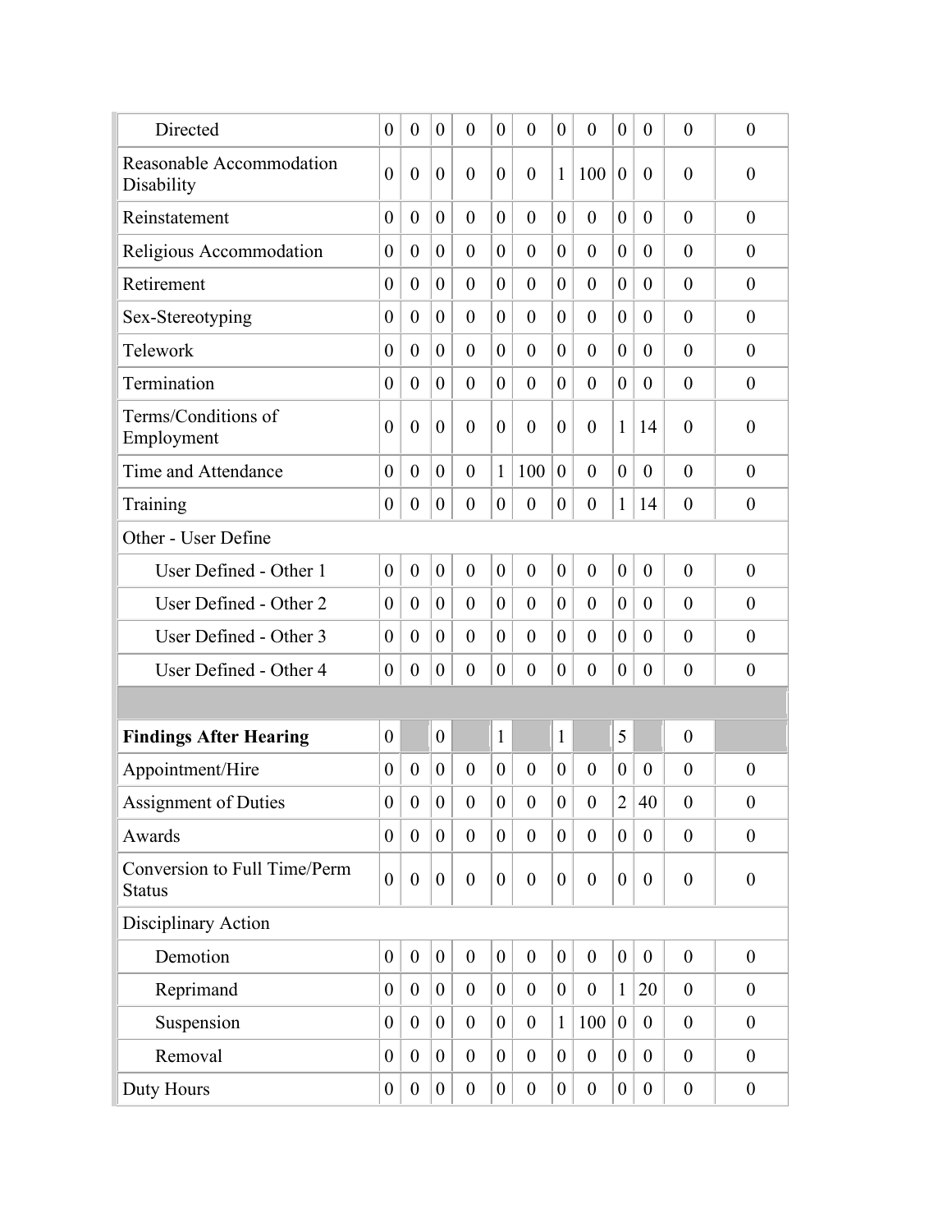| | | | | | | | | | | | | |
|---|---|---|---|---|---|---|---|---|---|---|---|---|
| Directed | 0 | 0 | 0 | 0 | 0 | 0 | 0 | 0 | 0 | 0 | 0 | 0 |
| Reasonable Accommodation Disability | 0 | 0 | 0 | 0 | 0 | 0 | 1 | 100 | 0 | 0 | 0 | 0 |
| Reinstatement | 0 | 0 | 0 | 0 | 0 | 0 | 0 | 0 | 0 | 0 | 0 | 0 |
| Religious Accommodation | 0 | 0 | 0 | 0 | 0 | 0 | 0 | 0 | 0 | 0 | 0 | 0 |
| Retirement | 0 | 0 | 0 | 0 | 0 | 0 | 0 | 0 | 0 | 0 | 0 | 0 |
| Sex-Stereotyping | 0 | 0 | 0 | 0 | 0 | 0 | 0 | 0 | 0 | 0 | 0 | 0 |
| Telework | 0 | 0 | 0 | 0 | 0 | 0 | 0 | 0 | 0 | 0 | 0 | 0 |
| Termination | 0 | 0 | 0 | 0 | 0 | 0 | 0 | 0 | 0 | 0 | 0 | 0 |
| Terms/Conditions of Employment | 0 | 0 | 0 | 0 | 0 | 0 | 0 | 0 | 1 | 14 | 0 | 0 |
| Time and Attendance | 0 | 0 | 0 | 0 | 1 | 100 | 0 | 0 | 0 | 0 | 0 | 0 |
| Training | 0 | 0 | 0 | 0 | 0 | 0 | 0 | 0 | 1 | 14 | 0 | 0 |
| Other - User Define | | | | | | | | | | | | |
| User Defined - Other 1 | 0 | 0 | 0 | 0 | 0 | 0 | 0 | 0 | 0 | 0 | 0 | 0 |
| User Defined - Other 2 | 0 | 0 | 0 | 0 | 0 | 0 | 0 | 0 | 0 | 0 | 0 | 0 |
| User Defined - Other 3 | 0 | 0 | 0 | 0 | 0 | 0 | 0 | 0 | 0 | 0 | 0 | 0 |
| User Defined - Other 4 | 0 | 0 | 0 | 0 | 0 | 0 | 0 | 0 | 0 | 0 | 0 | 0 |
| | | | | | | | | | | | | |
| **Findings After Hearing** | 0 | | 0 | | 1 | | 1 | | 5 | | 0 | |
| Appointment/Hire | 0 | 0 | 0 | 0 | 0 | 0 | 0 | 0 | 0 | 0 | 0 | 0 |
| Assignment of Duties | 0 | 0 | 0 | 0 | 0 | 0 | 0 | 0 | 2 | 40 | 0 | 0 |
| Awards | 0 | 0 | 0 | 0 | 0 | 0 | 0 | 0 | 0 | 0 | 0 | 0 |
| Conversion to Full Time/Perm Status | 0 | 0 | 0 | 0 | 0 | 0 | 0 | 0 | 0 | 0 | 0 | 0 |
| Disciplinary Action | | | | | | | | | | | | |
| Demotion | 0 | 0 | 0 | 0 | 0 | 0 | 0 | 0 | 0 | 0 | 0 | 0 |
| Reprimand | 0 | 0 | 0 | 0 | 0 | 0 | 0 | 0 | 1 | 20 | 0 | 0 |
| Suspension | 0 | 0 | 0 | 0 | 0 | 0 | 1 | 100 | 0 | 0 | 0 | 0 |
| Removal | 0 | 0 | 0 | 0 | 0 | 0 | 0 | 0 | 0 | 0 | 0 | 0 |
| Duty Hours | 0 | 0 | 0 | 0 | 0 | 0 | 0 | 0 | 0 | 0 | 0 | 0 |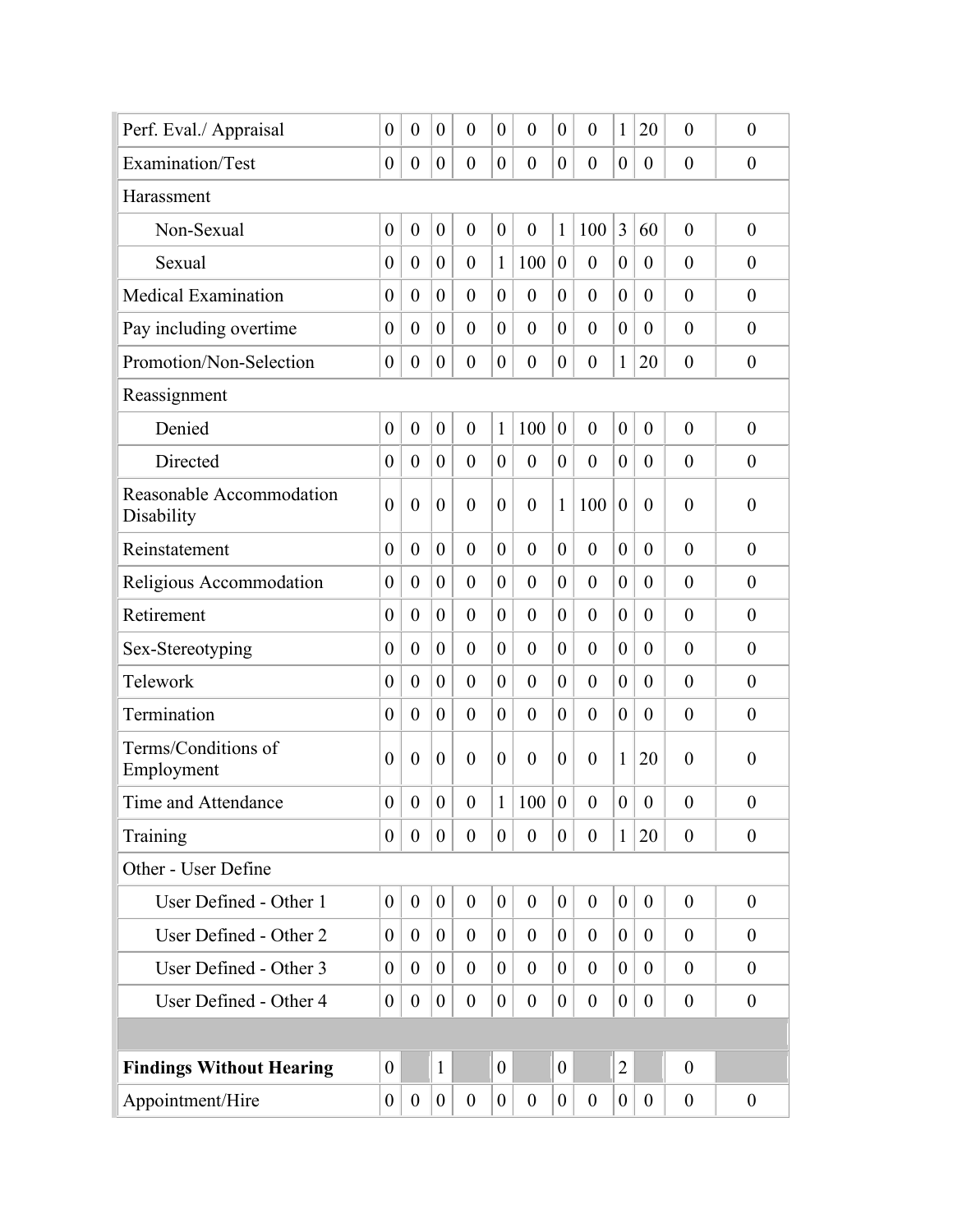| | | | | | | | | | | | | |
|---|---|---|---|---|---|---|---|---|---|---|---|---|
| Perf. Eval./ Appraisal | 0 | 0 | 0 | 0 | 0 | 0 | 0 | 0 | 1 | 20 | 0 | 0 |
| Examination/Test | 0 | 0 | 0 | 0 | 0 | 0 | 0 | 0 | 0 | 0 | 0 | 0 |
| Harassment | | | | | | | | | | | | |
| Non-Sexual | 0 | 0 | 0 | 0 | 0 | 0 | 1 | 100 | 3 | 60 | 0 | 0 |
| Sexual | 0 | 0 | 0 | 0 | 1 | 100 | 0 | 0 | 0 | 0 | 0 | 0 |
| Medical Examination | 0 | 0 | 0 | 0 | 0 | 0 | 0 | 0 | 0 | 0 | 0 | 0 |
| Pay including overtime | 0 | 0 | 0 | 0 | 0 | 0 | 0 | 0 | 0 | 0 | 0 | 0 |
| Promotion/Non-Selection | 0 | 0 | 0 | 0 | 0 | 0 | 0 | 0 | 1 | 20 | 0 | 0 |
| Reassignment | | | | | | | | | | | | |
| Denied | 0 | 0 | 0 | 0 | 1 | 100 | 0 | 0 | 0 | 0 | 0 | 0 |
| Directed | 0 | 0 | 0 | 0 | 0 | 0 | 0 | 0 | 0 | 0 | 0 | 0 |
| Reasonable Accommodation Disability | 0 | 0 | 0 | 0 | 0 | 0 | 1 | 100 | 0 | 0 | 0 | 0 |
| Reinstatement | 0 | 0 | 0 | 0 | 0 | 0 | 0 | 0 | 0 | 0 | 0 | 0 |
| Religious Accommodation | 0 | 0 | 0 | 0 | 0 | 0 | 0 | 0 | 0 | 0 | 0 | 0 |
| Retirement | 0 | 0 | 0 | 0 | 0 | 0 | 0 | 0 | 0 | 0 | 0 | 0 |
| Sex-Stereotyping | 0 | 0 | 0 | 0 | 0 | 0 | 0 | 0 | 0 | 0 | 0 | 0 |
| Telework | 0 | 0 | 0 | 0 | 0 | 0 | 0 | 0 | 0 | 0 | 0 | 0 |
| Termination | 0 | 0 | 0 | 0 | 0 | 0 | 0 | 0 | 0 | 0 | 0 | 0 |
| Terms/Conditions of Employment | 0 | 0 | 0 | 0 | 0 | 0 | 0 | 0 | 1 | 20 | 0 | 0 |
| Time and Attendance | 0 | 0 | 0 | 0 | 1 | 100 | 0 | 0 | 0 | 0 | 0 | 0 |
| Training | 0 | 0 | 0 | 0 | 0 | 0 | 0 | 0 | 1 | 20 | 0 | 0 |
| Other - User Define | | | | | | | | | | | | |
| User Defined - Other 1 | 0 | 0 | 0 | 0 | 0 | 0 | 0 | 0 | 0 | 0 | 0 | 0 |
| User Defined - Other 2 | 0 | 0 | 0 | 0 | 0 | 0 | 0 | 0 | 0 | 0 | 0 | 0 |
| User Defined - Other 3 | 0 | 0 | 0 | 0 | 0 | 0 | 0 | 0 | 0 | 0 | 0 | 0 |
| User Defined - Other 4 | 0 | 0 | 0 | 0 | 0 | 0 | 0 | 0 | 0 | 0 | 0 | 0 |
| | | | | | | | | | | | | |
| **Findings Without Hearing** | 0 | | 1 | | 0 | | 0 | | 2 | | 0 | |
| Appointment/Hire | 0 | 0 | 0 | 0 | 0 | 0 | 0 | 0 | 0 | 0 | 0 | 0 |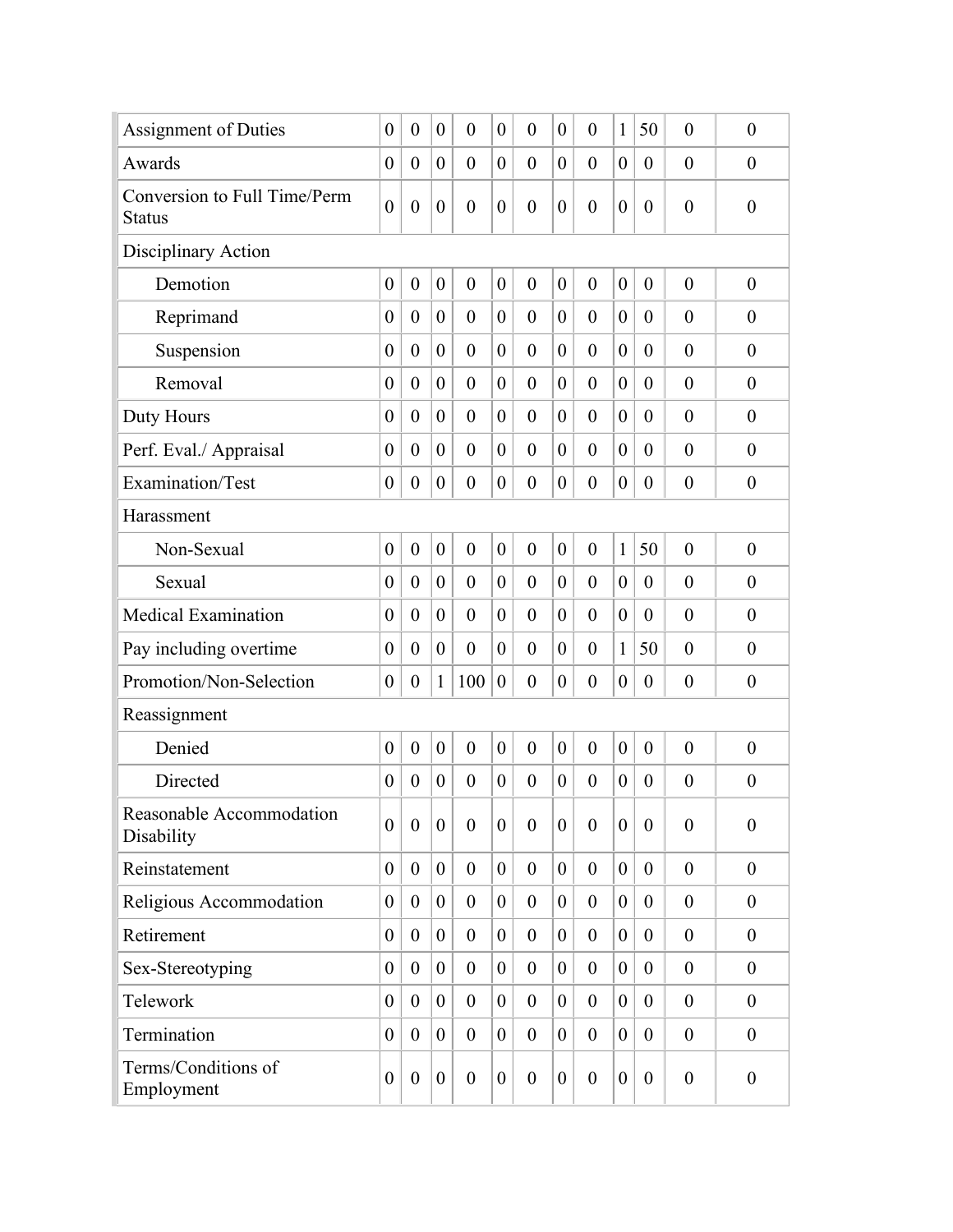| | | | | | | | | | | | | |
|---|---|---|---|---|---|---|---|---|---|---|---|---|
| Assignment of Duties | 0 | 0 | 0 | 0 | 0 | 0 | 0 | 0 | 1 | 50 | 0 | 0 |
| Awards | 0 | 0 | 0 | 0 | 0 | 0 | 0 | 0 | 0 | 0 | 0 | 0 |
| Conversion to Full Time/Perm Status | 0 | 0 | 0 | 0 | 0 | 0 | 0 | 0 | 0 | 0 | 0 | 0 |
| Disciplinary Action | | | | | | | | | | | | |
| Demotion | 0 | 0 | 0 | 0 | 0 | 0 | 0 | 0 | 0 | 0 | 0 | 0 |
| Reprimand | 0 | 0 | 0 | 0 | 0 | 0 | 0 | 0 | 0 | 0 | 0 | 0 |
| Suspension | 0 | 0 | 0 | 0 | 0 | 0 | 0 | 0 | 0 | 0 | 0 | 0 |
| Removal | 0 | 0 | 0 | 0 | 0 | 0 | 0 | 0 | 0 | 0 | 0 | 0 |
| Duty Hours | 0 | 0 | 0 | 0 | 0 | 0 | 0 | 0 | 0 | 0 | 0 | 0 |
| Perf. Eval./ Appraisal | 0 | 0 | 0 | 0 | 0 | 0 | 0 | 0 | 0 | 0 | 0 | 0 |
| Examination/Test | 0 | 0 | 0 | 0 | 0 | 0 | 0 | 0 | 0 | 0 | 0 | 0 |
| Harassment | | | | | | | | | | | | |
| Non-Sexual | 0 | 0 | 0 | 0 | 0 | 0 | 0 | 0 | 1 | 50 | 0 | 0 |
| Sexual | 0 | 0 | 0 | 0 | 0 | 0 | 0 | 0 | 0 | 0 | 0 | 0 |
| Medical Examination | 0 | 0 | 0 | 0 | 0 | 0 | 0 | 0 | 0 | 0 | 0 | 0 |
| Pay including overtime | 0 | 0 | 0 | 0 | 0 | 0 | 0 | 0 | 1 | 50 | 0 | 0 |
| Promotion/Non-Selection | 0 | 0 | 1 | 100 | 0 | 0 | 0 | 0 | 0 | 0 | 0 | 0 |
| Reassignment | | | | | | | | | | | | |
| Denied | 0 | 0 | 0 | 0 | 0 | 0 | 0 | 0 | 0 | 0 | 0 | 0 |
| Directed | 0 | 0 | 0 | 0 | 0 | 0 | 0 | 0 | 0 | 0 | 0 | 0 |
| Reasonable Accommodation Disability | 0 | 0 | 0 | 0 | 0 | 0 | 0 | 0 | 0 | 0 | 0 | 0 |
| Reinstatement | 0 | 0 | 0 | 0 | 0 | 0 | 0 | 0 | 0 | 0 | 0 | 0 |
| Religious Accommodation | 0 | 0 | 0 | 0 | 0 | 0 | 0 | 0 | 0 | 0 | 0 | 0 |
| Retirement | 0 | 0 | 0 | 0 | 0 | 0 | 0 | 0 | 0 | 0 | 0 | 0 |
| Sex-Stereotyping | 0 | 0 | 0 | 0 | 0 | 0 | 0 | 0 | 0 | 0 | 0 | 0 |
| Telework | 0 | 0 | 0 | 0 | 0 | 0 | 0 | 0 | 0 | 0 | 0 | 0 |
| Termination | 0 | 0 | 0 | 0 | 0 | 0 | 0 | 0 | 0 | 0 | 0 | 0 |
| Terms/Conditions of Employment | 0 | 0 | 0 | 0 | 0 | 0 | 0 | 0 | 0 | 0 | 0 | 0 |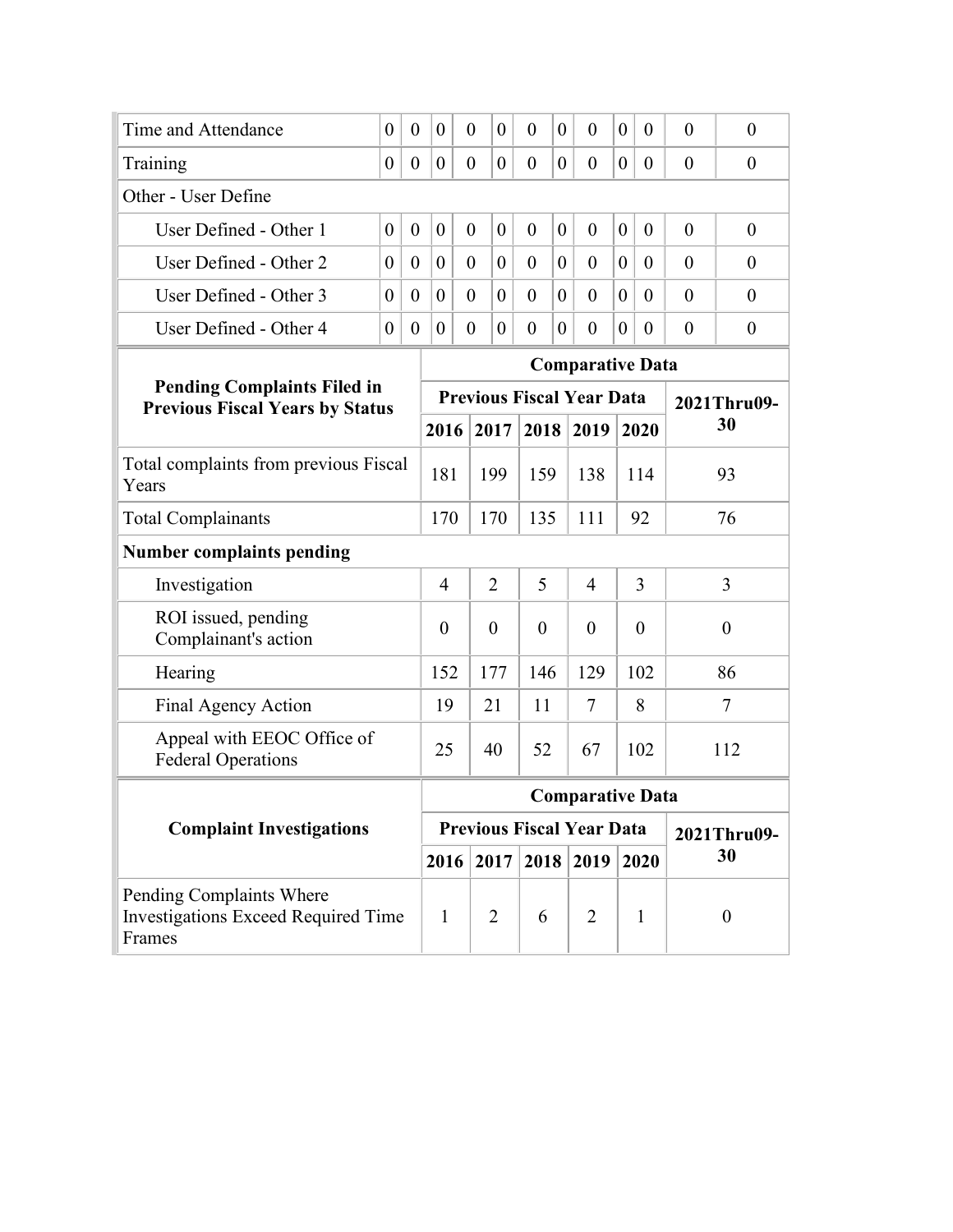| | | | | | | | | | | | | |
|---|---|---|---|---|---|---|---|---|---|---|---|---|
| Time and Attendance | 0 | 0 | 0 | 0 | 0 | 0 | 0 | 0 | 0 | 0 | 0 | 0 |
| Training | 0 | 0 | 0 | 0 | 0 | 0 | 0 | 0 | 0 | 0 | 0 | 0 |
| Other - User Define | | | | | | | | | | | | |
| User Defined - Other 1 | 0 | 0 | 0 | 0 | 0 | 0 | 0 | 0 | 0 | 0 | 0 | 0 |
| User Defined - Other 2 | 0 | 0 | 0 | 0 | 0 | 0 | 0 | 0 | 0 | 0 | 0 | 0 |
| User Defined - Other 3 | 0 | 0 | 0 | 0 | 0 | 0 | 0 | 0 | 0 | 0 | 0 | 0 |
| User Defined - Other 4 | 0 | 0 | 0 | 0 | 0 | 0 | 0 | 0 | 0 | 0 | 0 | 0 |

| Pending Complaints Filed in Previous Fiscal Years by Status | Comparative Data | | | | | |
|---|---|---|---|---|---|---|
| | Previous Fiscal Year Data | | | | | 2021Thru09-30 |
| | 2016 | 2017 | 2018 | 2019 | 2020 | |
| Total complaints from previous Fiscal Years | 181 | 199 | 159 | 138 | 114 | 93 |
| Total Complainants | 170 | 170 | 135 | 111 | 92 | 76 |
| **Number complaints pending** | | | | | | |
| Investigation | 4 | 2 | 5 | 4 | 3 | 3 |
| ROI issued, pending Complainant's action | 0 | 0 | 0 | 0 | 0 | 0 |
| Hearing | 152 | 177 | 146 | 129 | 102 | 86 |
| Final Agency Action | 19 | 21 | 11 | 7 | 8 | 7 |
| Appeal with EEOC Office of Federal Operations | 25 | 40 | 52 | 67 | 102 | 112 |

| Complaint Investigations | Comparative Data | | | | | |
|---|---|---|---|---|---|---|
| | Previous Fiscal Year Data | | | | | 2021Thru09-30 |
| | 2016 | 2017 | 2018 | 2019 | 2020 | |
| Pending Complaints Where Investigations Exceed Required Time Frames | 1 | 2 | 6 | 2 | 1 | 0 |